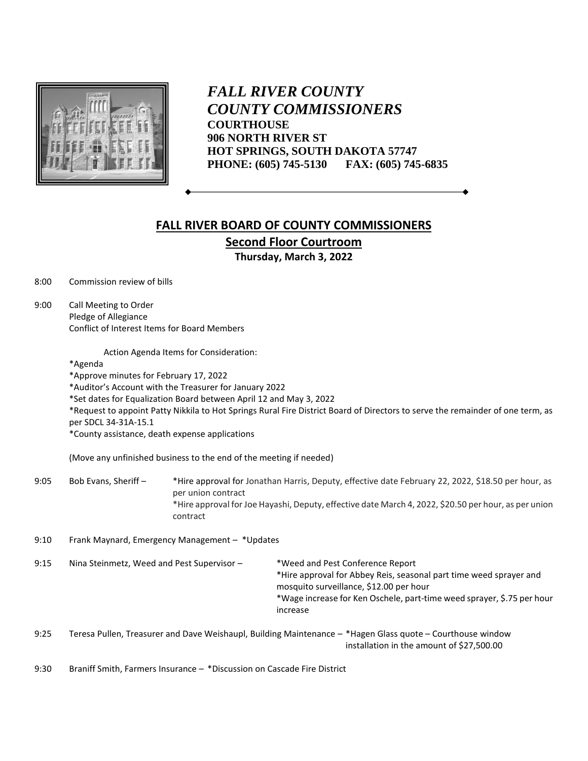# *FALL RIVER COUNTY*
# *COUNTY COMMISSIONERS*

**COURTHOUSE**
**906 NORTH RIVER ST**
**HOT SPRINGS, SOUTH DAKOTA 57747**
**PHONE: (605) 745-5130 FAX: (605) 745-6835**

## FALL RIVER BOARD OF COUNTY COMMISSIONERS

### Second Floor Courtroom

**Thursday, March 3, 2022**

8:00 Commission review of bills

9:00 Call Meeting to Order
Pledge of Allegiance
Conflict of Interest Items for Board Members

Action Agenda Items for Consideration:

*Agenda
*Approve minutes for February 17, 2022
*Auditor's Account with the Treasurer for January 2022
*Set dates for Equalization Board between April 12 and May 3, 2022
*Request to appoint Patty Nikkila to Hot Springs Rural Fire District Board of Directors to serve the remainder of one term, as per SDCL 34-31A-15.1
*County assistance, death expense applications

(Move any unfinished business to the end of the meeting if needed)

9:05 Bob Evans, Sheriff – *Hire approval for Jonathan Harris, Deputy, effective date February 22, 2022, $18.50 per hour, as per union contract
*Hire approval for Joe Hayashi, Deputy, effective date March 4, 2022, $20.50 per hour, as per union contract

9:10 Frank Maynard, Emergency Management – *Updates

9:15 Nina Steinmetz, Weed and Pest Supervisor – *Weed and Pest Conference Report
*Hire approval for Abbey Reis, seasonal part time weed sprayer and mosquito surveillance, $12.00 per hour
*Wage increase for Ken Oschele, part-time weed sprayer, $.75 per hour increase

9:25 Teresa Pullen, Treasurer and Dave Weishaupl, Building Maintenance – *Hagen Glass quote – Courthouse window installation in the amount of $27,500.00

9:30 Braniff Smith, Farmers Insurance – *Discussion on Cascade Fire District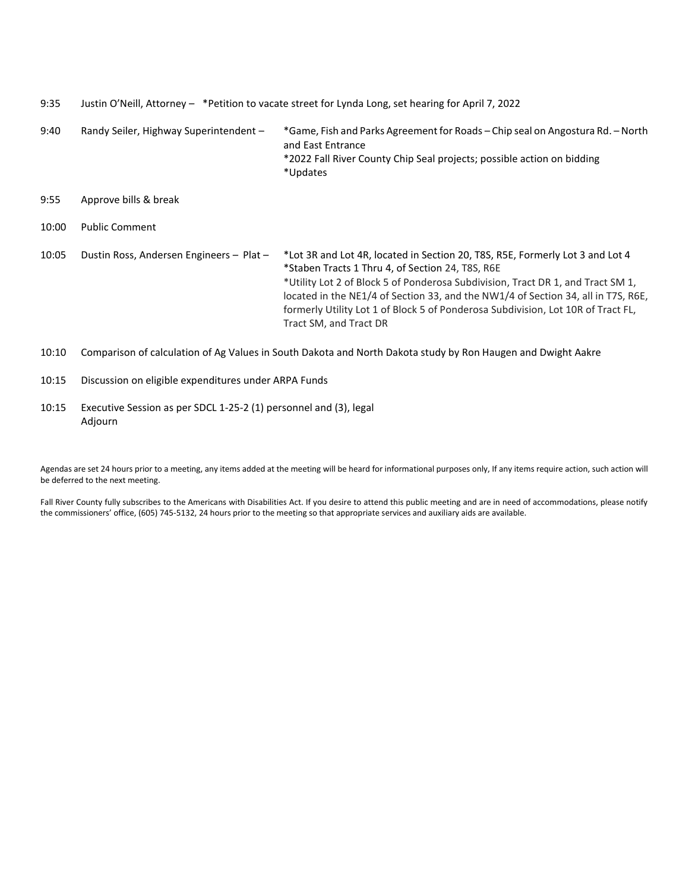9:35 Justin O'Neill, Attorney – *Petition to vacate street for Lynda Long, set hearing for April 7, 2022

9:40 Randy Seiler, Highway Superintendent – *Game, Fish and Parks Agreement for Roads – Chip seal on Angostura Rd. – North and East Entrance
*2022 Fall River County Chip Seal projects; possible action on bidding
*Updates

9:55 Approve bills & break

10:00 Public Comment

10:05 Dustin Ross, Andersen Engineers – Plat – *Lot 3R and Lot 4R, located in Section 20, T8S, R5E, Formerly Lot 3 and Lot 4
*Staben Tracts 1 Thru 4, of Section 24, T8S, R6E
*Utility Lot 2 of Block 5 of Ponderosa Subdivision, Tract DR 1, and Tract SM 1, located in the NE1/4 of Section 33, and the NW1/4 of Section 34, all in T7S, R6E, formerly Utility Lot 1 of Block 5 of Ponderosa Subdivision, Lot 10R of Tract FL, Tract SM, and Tract DR

10:10 Comparison of calculation of Ag Values in South Dakota and North Dakota study by Ron Haugen and Dwight Aakre

10:15 Discussion on eligible expenditures under ARPA Funds

10:15 Executive Session as per SDCL 1-25-2 (1) personnel and (3), legal
Adjourn

Agendas are set 24 hours prior to a meeting, any items added at the meeting will be heard for informational purposes only, If any items require action, such action will be deferred to the next meeting.

Fall River County fully subscribes to the Americans with Disabilities Act. If you desire to attend this public meeting and are in need of accommodations, please notify the commissioners' office, (605) 745-5132, 24 hours prior to the meeting so that appropriate services and auxiliary aids are available.